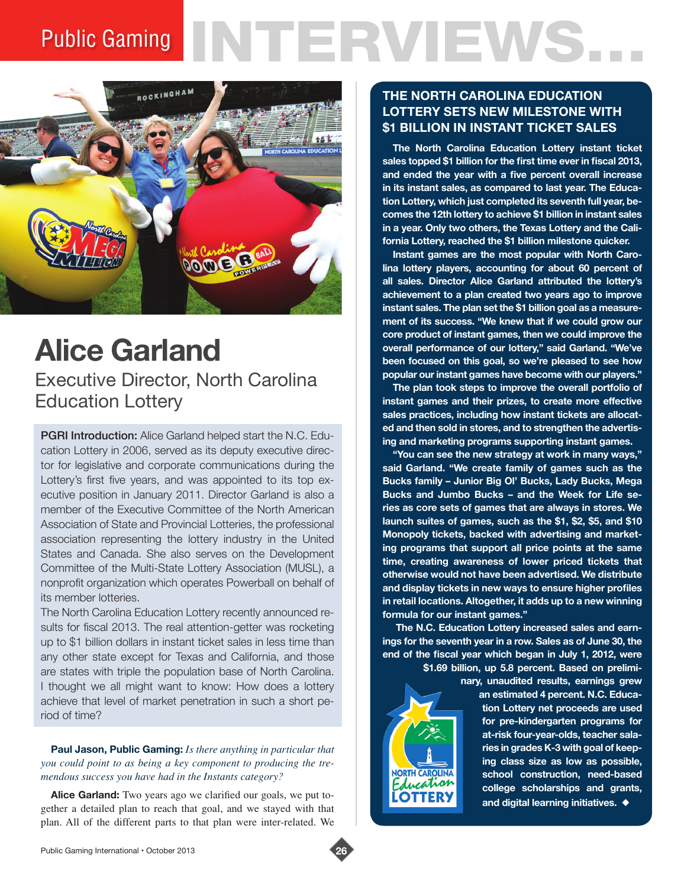# Public Gaming INTERVIEWS...

## Alice Garland

### Executive Director, North Carolina Education Lottery

**PGRI Introduction:** Alice Garland helped start the N.C. Education Lottery in 2006, served as its deputy executive director for legislative and corporate communications during the Lottery's first five years, and was appointed to its top executive position in January 2011. Director Garland is also a member of the Executive Committee of the North American Association of State and Provincial Lotteries, the professional association representing the lottery industry in the United States and Canada. She also serves on the Development Committee of the Multi-State Lottery Association (MUSL), a nonprofit organization which operates Powerball on behalf of its member lotteries.

The North Carolina Education Lottery recently announced results for fiscal 2013. The real attention-getter was rocketing up to $1 billion dollars in instant ticket sales in less time than any other state except for Texas and California, and those are states with triple the population base of North Carolina. I thought we all might want to know: How does a lottery achieve that level of market penetration in such a short period of time?

**Paul Jason, Public Gaming:** *Is there anything in particular that you could point to as being a key component to producing the tremendous success you have had in the Instants category?*

**Alice Garland:** Two years ago we clarified our goals, we put together a detailed plan to reach that goal, and we stayed with that plan. All of the different parts to that plan were inter-related. We

---

### THE NORTH CAROLINA EDUCATION LOTTERY SETS NEW MILESTONE WITH $1 BILLION IN INSTANT TICKET SALES

**The North Carolina Education Lottery instant ticket sales topped $1 billion for the first time ever in fiscal 2013, and ended the year with a five percent overall increase in its instant sales, as compared to last year. The Education Lottery, which just completed its seventh full year, becomes the 12th lottery to achieve $1 billion in instant sales in a year. Only two others, the Texas Lottery and the California Lottery, reached the $1 billion milestone quicker.**

**Instant games are the most popular with North Carolina lottery players, accounting for about 60 percent of all sales. Director Alice Garland attributed the lottery's achievement to a plan created two years ago to improve instant sales. The plan set the $1 billion goal as a measurement of its success. "We knew that if we could grow our core product of instant games, then we could improve the overall performance of our lottery," said Garland. "We've been focused on this goal, so we're pleased to see how popular our instant games have become with our players."**

**The plan took steps to improve the overall portfolio of instant games and their prizes, to create more effective sales practices, including how instant tickets are allocated and then sold in stores, and to strengthen the advertising and marketing programs supporting instant games.**

**"You can see the new strategy at work in many ways," said Garland. "We create family of games such as the Bucks family – Junior Big Ol' Bucks, Lady Bucks, Mega Bucks and Jumbo Bucks – and the Week for Life series as core sets of games that are always in stores. We launch suites of games, such as the $1, $2, $5, and $10 Monopoly tickets, backed with advertising and marketing programs that support all price points at the same time, creating awareness of lower priced tickets that otherwise would not have been advertised. We distribute and display tickets in new ways to ensure higher profiles in retail locations. Altogether, it adds up to a new winning formula for our instant games."**

**The N.C. Education Lottery increased sales and earnings for the seventh year in a row. Sales as of June 30, the end of the fiscal year which began in July 1, 2012, were $1.69 billion, up 5.8 percent. Based on preliminary, unaudited results, earnings grew an estimated 4 percent. N.C. Education Lottery net proceeds are used for pre-kindergarten programs for at-risk four-year-olds, teacher salaries in grades K-3 with goal of keeping class size as low as possible, school construction, need-based college scholarships and grants, and digital learning initiatives. ◆**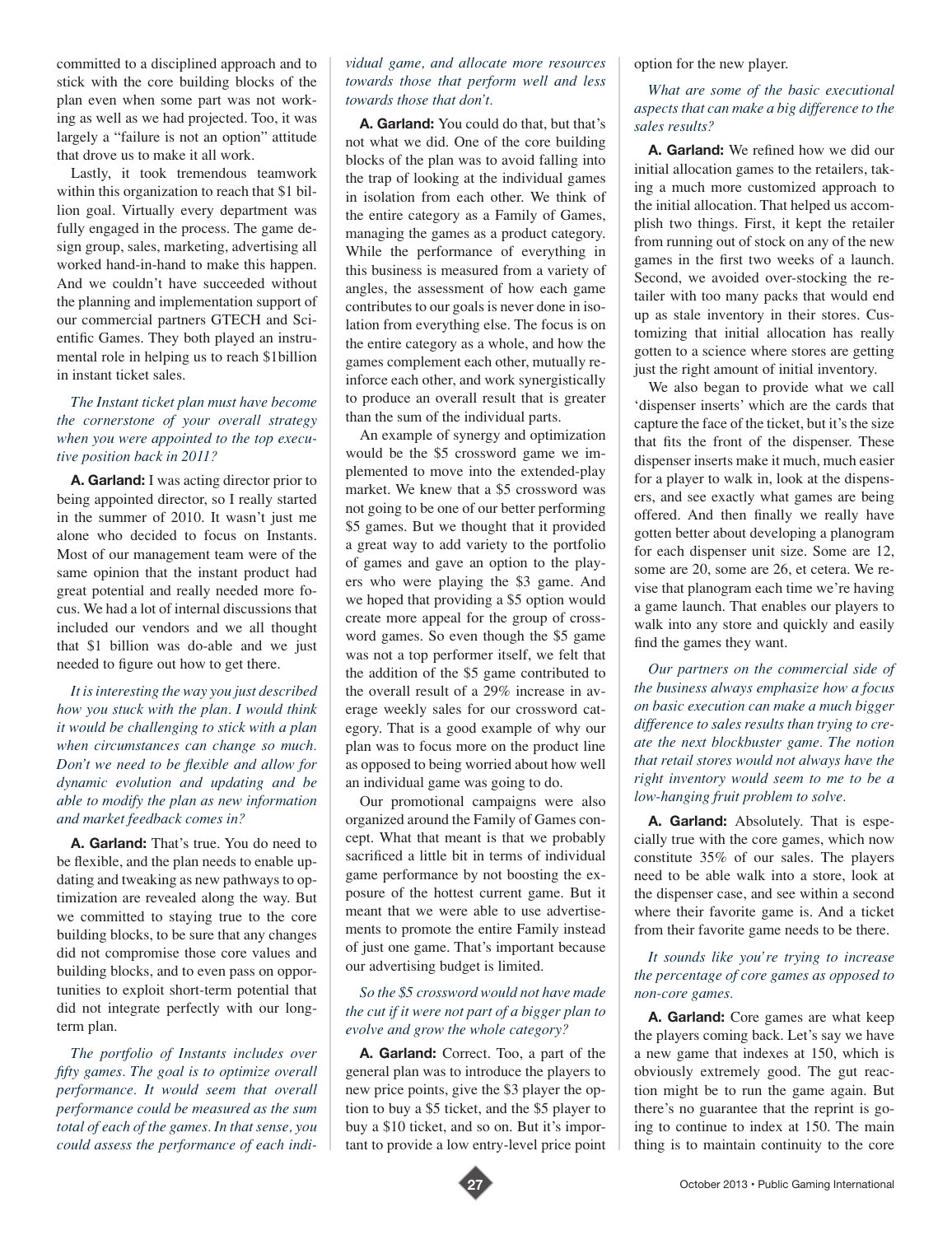committed to a disciplined approach and to stick with the core building blocks of the plan even when some part was not working as well as we had projected. Too, it was largely a "failure is not an option" attitude that drove us to make it all work.

Lastly, it took tremendous teamwork within this organization to reach that $1 billion goal. Virtually every department was fully engaged in the process. The game design group, sales, marketing, advertising all worked hand-in-hand to make this happen. And we couldn't have succeeded without the planning and implementation support of our commercial partners GTECH and Scientific Games. They both played an instrumental role in helping us to reach $1billion in instant ticket sales.

*The Instant ticket plan must have become the cornerstone of your overall strategy when you were appointed to the top executive position back in 2011?*

**A. Garland:** I was acting director prior to being appointed director, so I really started in the summer of 2010. It wasn't just me alone who decided to focus on Instants. Most of our management team were of the same opinion that the instant product had great potential and really needed more focus. We had a lot of internal discussions that included our vendors and we all thought that $1 billion was do-able and we just needed to figure out how to get there.

*It is interesting the way you just described how you stuck with the plan. I would think it would be challenging to stick with a plan when circumstances can change so much. Don't we need to be flexible and allow for dynamic evolution and updating and be able to modify the plan as new information and market feedback comes in?*

**A. Garland:** That's true. You do need to be flexible, and the plan needs to enable updating and tweaking as new pathways to optimization are revealed along the way. But we committed to staying true to the core building blocks, to be sure that any changes did not compromise those core values and building blocks, and to even pass on opportunities to exploit short-term potential that did not integrate perfectly with our long-term plan.

*The portfolio of Instants includes over fifty games. The goal is to optimize overall performance. It would seem that overall performance could be measured as the sum total of each of the games. In that sense, you could assess the performance of each individual game, and allocate more resources towards those that perform well and less towards those that don't.*

**A. Garland:** You could do that, but that's not what we did. One of the core building blocks of the plan was to avoid falling into the trap of looking at the individual games in isolation from each other. We think of the entire category as a Family of Games, managing the games as a product category. While the performance of everything in this business is measured from a variety of angles, the assessment of how each game contributes to our goals is never done in isolation from everything else. The focus is on the entire category as a whole, and how the games complement each other, mutually reinforce each other, and work synergistically to produce an overall result that is greater than the sum of the individual parts.

An example of synergy and optimization would be the $5 crossword game we implemented to move into the extended-play market. We knew that a $5 crossword was not going to be one of our better performing $5 games. But we thought that it provided a great way to add variety to the portfolio of games and gave an option to the players who were playing the $3 game. And we hoped that providing a $5 option would create more appeal for the group of crossword games. So even though the $5 game was not a top performer itself, we felt that the addition of the $5 game contributed to the overall result of a 29% increase in average weekly sales for our crossword category. That is a good example of why our plan was to focus more on the product line as opposed to being worried about how well an individual game was going to do.

Our promotional campaigns were also organized around the Family of Games concept. What that meant is that we probably sacrificed a little bit in terms of individual game performance by not boosting the exposure of the hottest current game. But it meant that we were able to use advertisements to promote the entire Family instead of just one game. That's important because our advertising budget is limited.

*So the $5 crossword would not have made the cut if it were not part of a bigger plan to evolve and grow the whole category?*

**A. Garland:** Correct. Too, a part of the general plan was to introduce the players to new price points, give the $3 player the option to buy a $5 ticket, and the $5 player to buy a $10 ticket, and so on. But it's important to provide a low entry-level price point option for the new player.

*What are some of the basic executional aspects that can make a big difference to the sales results?*

**A. Garland:** We refined how we did our initial allocation games to the retailers, taking a much more customized approach to the initial allocation. That helped us accomplish two things. First, it kept the retailer from running out of stock on any of the new games in the first two weeks of a launch. Second, we avoided over-stocking the retailer with too many packs that would end up as stale inventory in their stores. Customizing that initial allocation has really gotten to a science where stores are getting just the right amount of initial inventory.

We also began to provide what we call 'dispenser inserts' which are the cards that capture the face of the ticket, but it's the size that fits the front of the dispenser. These dispenser inserts make it much, much easier for a player to walk in, look at the dispensers, and see exactly what games are being offered. And then finally we really have gotten better about developing a planogram for each dispenser unit size. Some are 12, some are 20, some are 26, et cetera. We revise that planogram each time we're having a game launch. That enables our players to walk into any store and quickly and easily find the games they want.

*Our partners on the commercial side of the business always emphasize how a focus on basic execution can make a much bigger difference to sales results than trying to create the next blockbuster game. The notion that retail stores would not always have the right inventory would seem to me to be a low-hanging fruit problem to solve.*

**A. Garland:** Absolutely. That is especially true with the core games, which now constitute 35% of our sales. The players need to be able walk into a store, look at the dispenser case, and see within a second where their favorite game is. And a ticket from their favorite game needs to be there.

*It sounds like you're trying to increase the percentage of core games as opposed to non-core games.*

**A. Garland:** Core games are what keep the players coming back. Let's say we have a new game that indexes at 150, which is obviously extremely good. The gut reaction might be to run the game again. But there's no guarantee that the reprint is going to continue to index at 150. The main thing is to maintain continuity to the core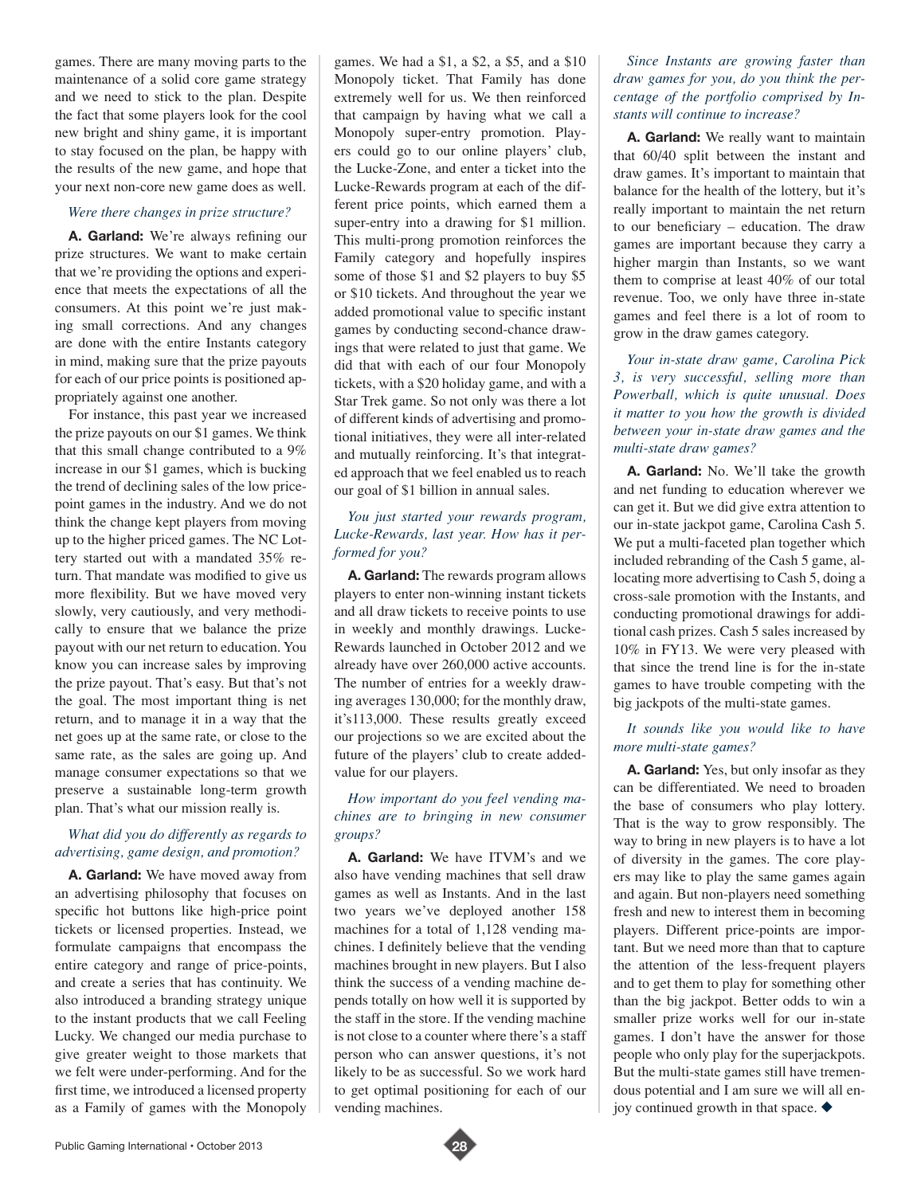games. There are many moving parts to the maintenance of a solid core game strategy and we need to stick to the plan. Despite the fact that some players look for the cool new bright and shiny game, it is important to stay focused on the plan, be happy with the results of the new game, and hope that your next non-core new game does as well.

*Were there changes in prize structure?*

**A. Garland:** We're always refining our prize structures. We want to make certain that we're providing the options and experience that meets the expectations of all the consumers. At this point we're just making small corrections. And any changes are done with the entire Instants category in mind, making sure that the prize payouts for each of our price points is positioned appropriately against one another.

For instance, this past year we increased the prize payouts on our $1 games. We think that this small change contributed to a 9% increase in our $1 games, which is bucking the trend of declining sales of the low price-point games in the industry. And we do not think the change kept players from moving up to the higher priced games. The NC Lottery started out with a mandated 35% return. That mandate was modified to give us more flexibility. But we have moved very slowly, very cautiously, and very methodically to ensure that we balance the prize payout with our net return to education. You know you can increase sales by improving the prize payout. That's easy. But that's not the goal. The most important thing is net return, and to manage it in a way that the net goes up at the same rate, or close to the same rate, as the sales are going up. And manage consumer expectations so that we preserve a sustainable long-term growth plan. That's what our mission really is.

*What did you do differently as regards to advertising, game design, and promotion?*

**A. Garland:** We have moved away from an advertising philosophy that focuses on specific hot buttons like high-price point tickets or licensed properties. Instead, we formulate campaigns that encompass the entire category and range of price-points, and create a series that has continuity. We also introduced a branding strategy unique to the instant products that we call Feeling Lucky. We changed our media purchase to give greater weight to those markets that we felt were under-performing. And for the first time, we introduced a licensed property as a Family of games with the Monopoly games. We had a $1, a $2, a $5, and a $10 Monopoly ticket. That Family has done extremely well for us. We then reinforced that campaign by having what we call a Monopoly super-entry promotion. Players could go to our online players' club, the Lucke-Zone, and enter a ticket into the Lucke-Rewards program at each of the different price points, which earned them a super-entry into a drawing for $1 million. This multi-prong promotion reinforces the Family category and hopefully inspires some of those $1 and $2 players to buy $5 or $10 tickets. And throughout the year we added promotional value to specific instant games by conducting second-chance drawings that were related to just that game. We did that with each of our four Monopoly tickets, with a $20 holiday game, and with a Star Trek game. So not only was there a lot of different kinds of advertising and promotional initiatives, they were all inter-related and mutually reinforcing. It's that integrated approach that we feel enabled us to reach our goal of $1 billion in annual sales.

*You just started your rewards program, Lucke-Rewards, last year. How has it performed for you?*

**A. Garland:** The rewards program allows players to enter non-winning instant tickets and all draw tickets to receive points to use in weekly and monthly drawings. Lucke-Rewards launched in October 2012 and we already have over 260,000 active accounts. The number of entries for a weekly drawing averages 130,000; for the monthly draw, it's113,000. These results greatly exceed our projections so we are excited about the future of the players' club to create added-value for our players.

*How important do you feel vending machines are to bringing in new consumer groups?*

**A. Garland:** We have ITVM's and we also have vending machines that sell draw games as well as Instants. And in the last two years we've deployed another 158 machines for a total of 1,128 vending machines. I definitely believe that the vending machines brought in new players. But I also think the success of a vending machine depends totally on how well it is supported by the staff in the store. If the vending machine is not close to a counter where there's a staff person who can answer questions, it's not likely to be as successful. So we work hard to get optimal positioning for each of our vending machines.

*Since Instants are growing faster than draw games for you, do you think the percentage of the portfolio comprised by Instants will continue to increase?*

**A. Garland:** We really want to maintain that 60/40 split between the instant and draw games. It's important to maintain that balance for the health of the lottery, but it's really important to maintain the net return to our beneficiary – education. The draw games are important because they carry a higher margin than Instants, so we want them to comprise at least 40% of our total revenue. Too, we only have three in-state games and feel there is a lot of room to grow in the draw games category.

*Your in-state draw game, Carolina Pick 3, is very successful, selling more than Powerball, which is quite unusual. Does it matter to you how the growth is divided between your in-state draw games and the multi-state draw games?*

**A. Garland:** No. We'll take the growth and net funding to education wherever we can get it. But we did give extra attention to our in-state jackpot game, Carolina Cash 5. We put a multi-faceted plan together which included rebranding of the Cash 5 game, allocating more advertising to Cash 5, doing a cross-sale promotion with the Instants, and conducting promotional drawings for additional cash prizes. Cash 5 sales increased by 10% in FY13. We were very pleased with that since the trend line is for the in-state games to have trouble competing with the big jackpots of the multi-state games.

*It sounds like you would like to have more multi-state games?*

**A. Garland:** Yes, but only insofar as they can be differentiated. We need to broaden the base of consumers who play lottery. That is the way to grow responsibly. The way to bring in new players is to have a lot of diversity in the games. The core players may like to play the same games again and again. But non-players need something fresh and new to interest them in becoming players. Different price-points are important. But we need more than that to capture the attention of the less-frequent players and to get them to play for something other than the big jackpot. Better odds to win a smaller prize works well for our in-state games. I don't have the answer for those people who only play for the superjackpots. But the multi-state games still have tremendous potential and I am sure we will all enjoy continued growth in that space. ◆